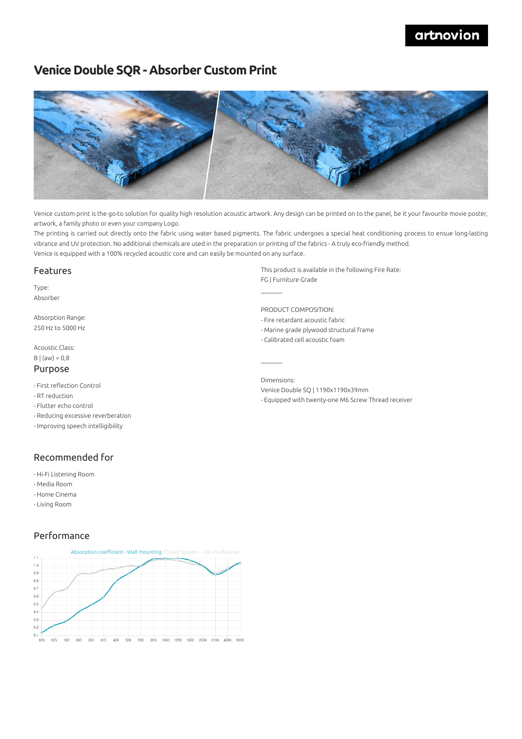# Venice Double SQR - Absorber Custom Print

Venice custom print is the go-to solution for quality high resolution acoustic artwork. Any design can be printed on to the panel, be it your favourite movie poster, artwork, a family photo or even your company Logo.

The printing is carried out directly onto the fabric using water based pigments. The fabric undergoes a special heat conditioning process to ensue long-lasting vibrance and UV protection. No additional chemicals are used in the preparation or printing of the fabrics - A truly eco-friendly method.

Venice is equipped with a 100% recycled acoustic core and can easily be mounted on any surface.

## Features

Type:
Absorber

Absorption Range:
250 Hz to 5000 Hz

Acoustic Class:
B | (aw) = 0,8

## Purpose

- First reflection Control
- RT reduction
- Flutter echo control
- Reducing excessive reverberation
- Improving speech intelligibility

## Recommended for

- Hi-Fi Listening Room
- Media Room
- Home Cinema
- Living Room

## Performance

Absorption coefficient - Wall mounting / Cloud System - ~50 cm distance

This product is available in the following Fire Rate:
FG | Furniture Grade

PRODUCT COMPOSITION:
- Fire retardant acoustic fabric
- Marine grade plywood structural frame
- Calibrated cell acoustic foam

Dimensions:
Venice Double SQ | 1190x1190x39mm
- Equipped with twenty-one M6 Screw Thread receiver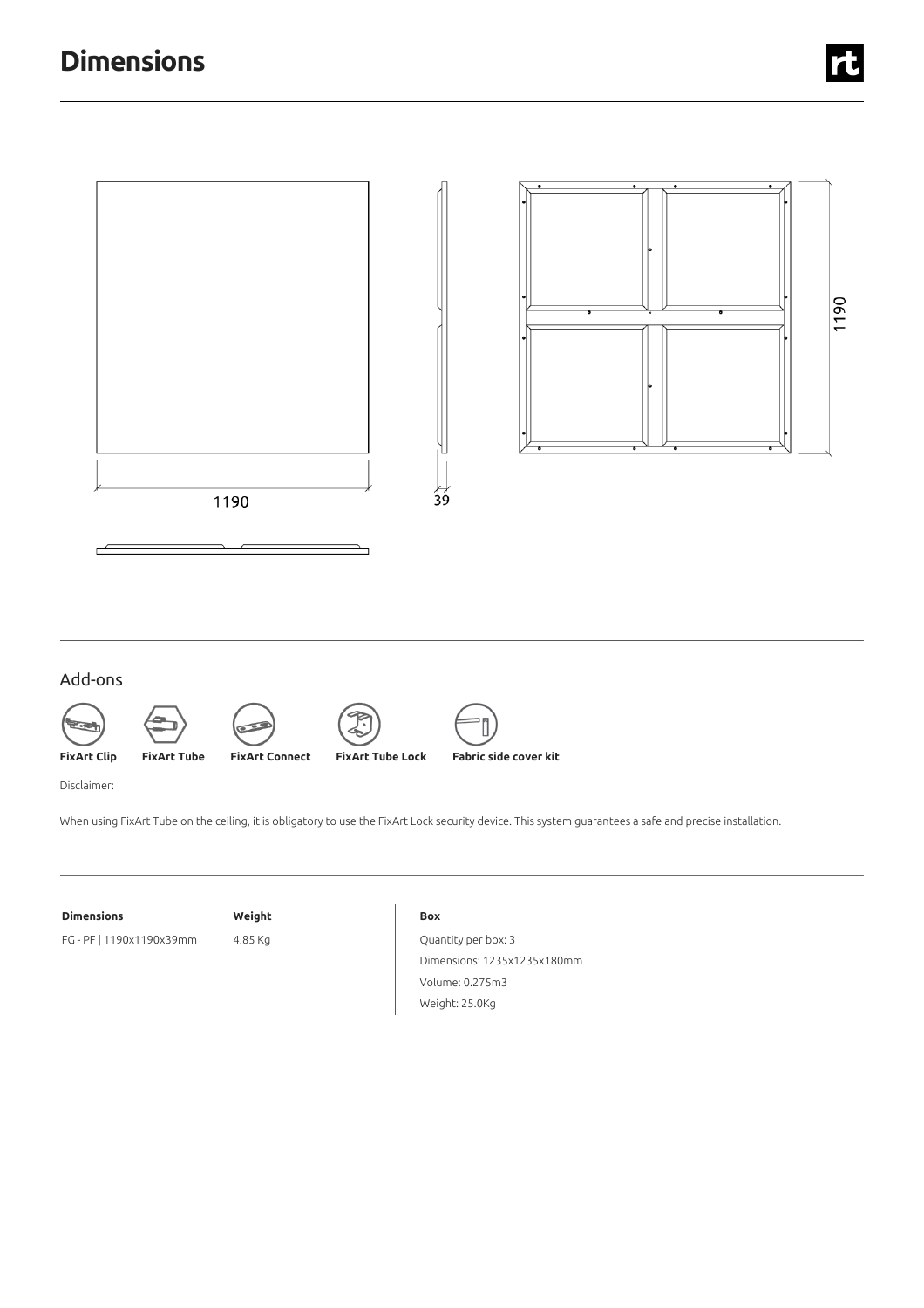# Dimensions

1190

39

1190

## Add-ons

**FixArt Clip** **FixArt Tube** **FixArt Connect** **FixArt Tube Lock** **Fabric side cover kit**

Disclaimer:

When using FixArt Tube on the ceiling, it is obligatory to use the FixArt Lock security device. This system guarantees a safe and precise installation.

| **Dimensions** | **Weight** |
| --- | --- |
| FG - PF \| 1190x1190x39mm | 4.85 Kg |

**Box**

Quantity per box: 3

Dimensions: 1235x1235x180mm

Volume: 0.275m3

Weight: 25.0Kg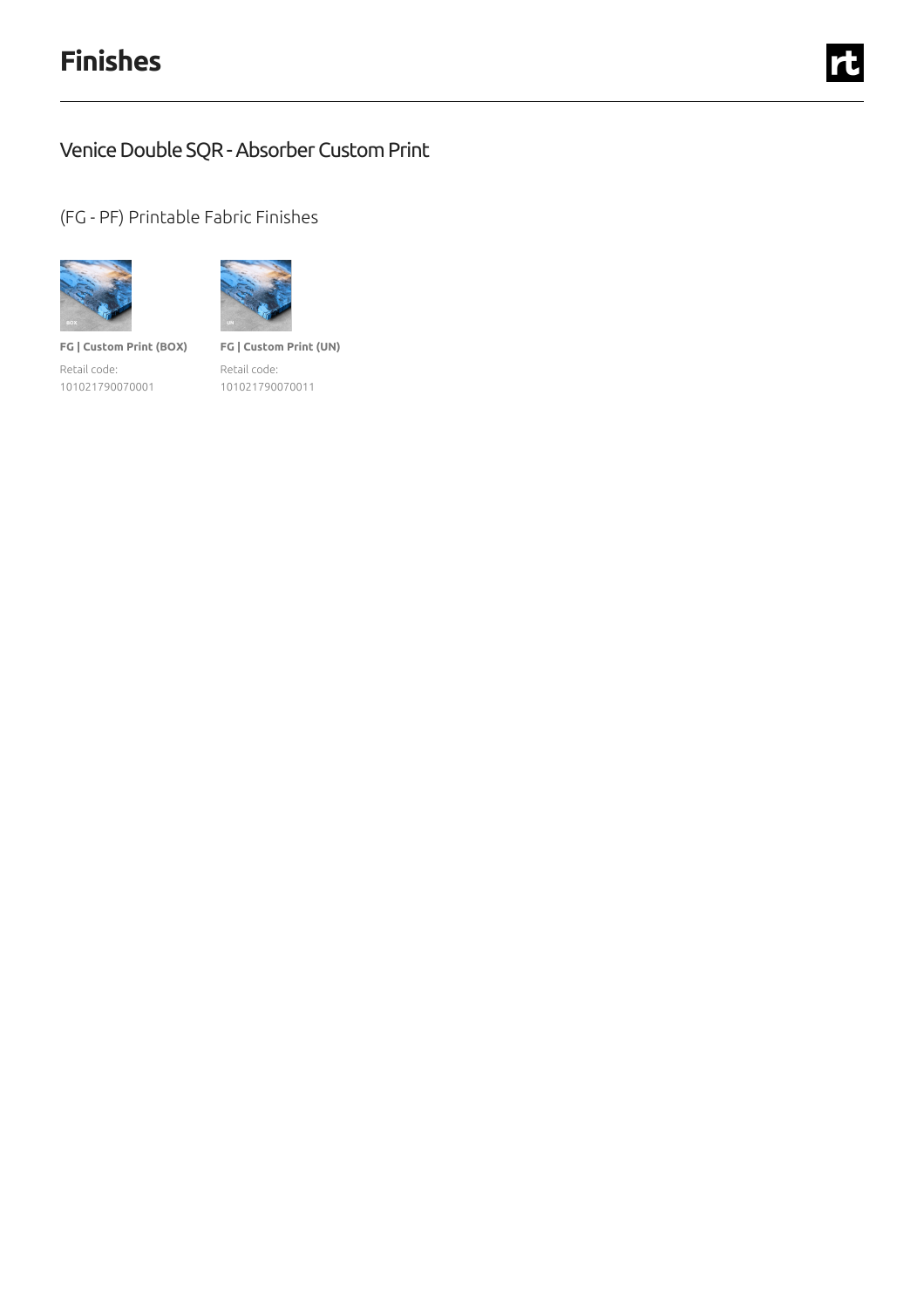# Finishes

## Venice Double SQR - Absorber Custom Print

### (FG - PF) Printable Fabric Finishes

**FG | Custom Print (BOX)**

Retail code:
101021790070001

**FG | Custom Print (UN)**

Retail code:
101021790070011